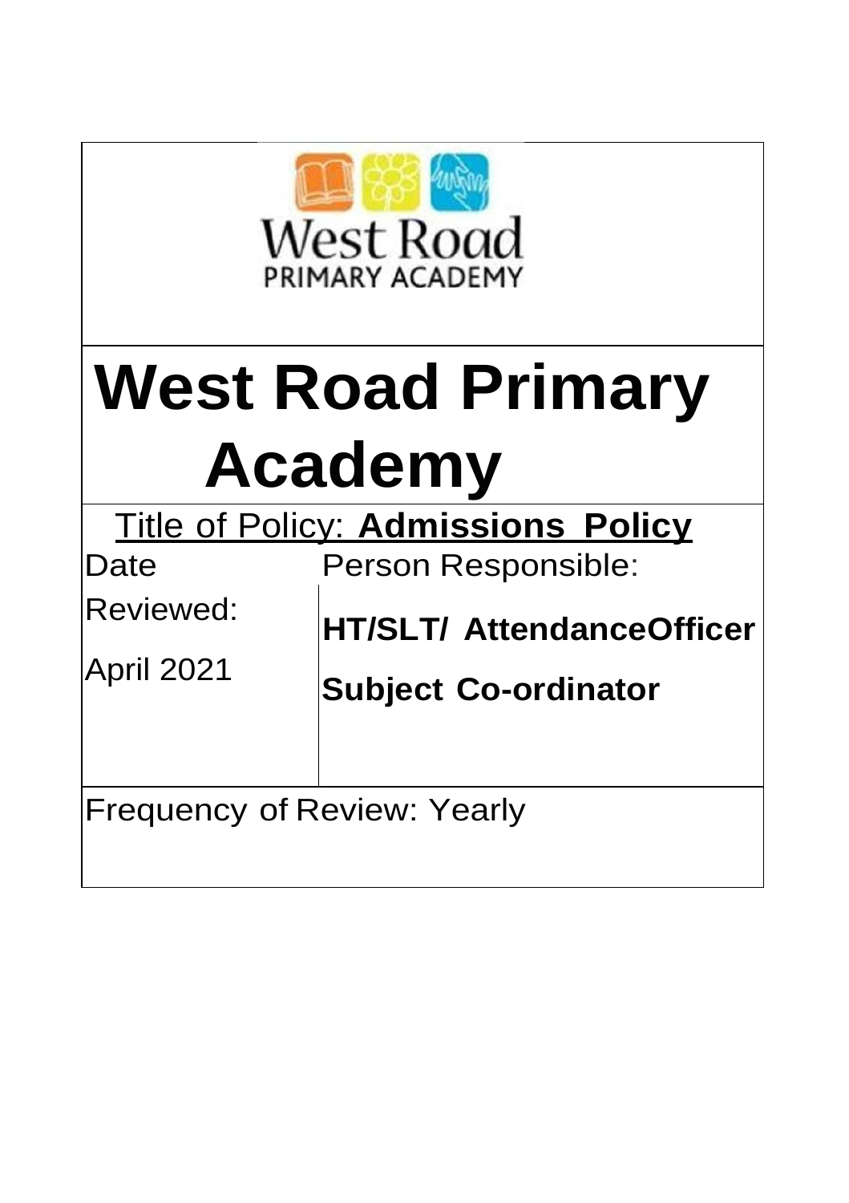West Road
PRIMARY ACADEMY

# West Road Primary Academy

Title of Policy: **Admissions Policy**

| Date Reviewed: | Person Responsible: |
| --- | --- |
| April 2021 | **HT/SLT/ AttendanceOfficer** <br> **Subject Co-ordinator** |

Frequency of Review: Yearly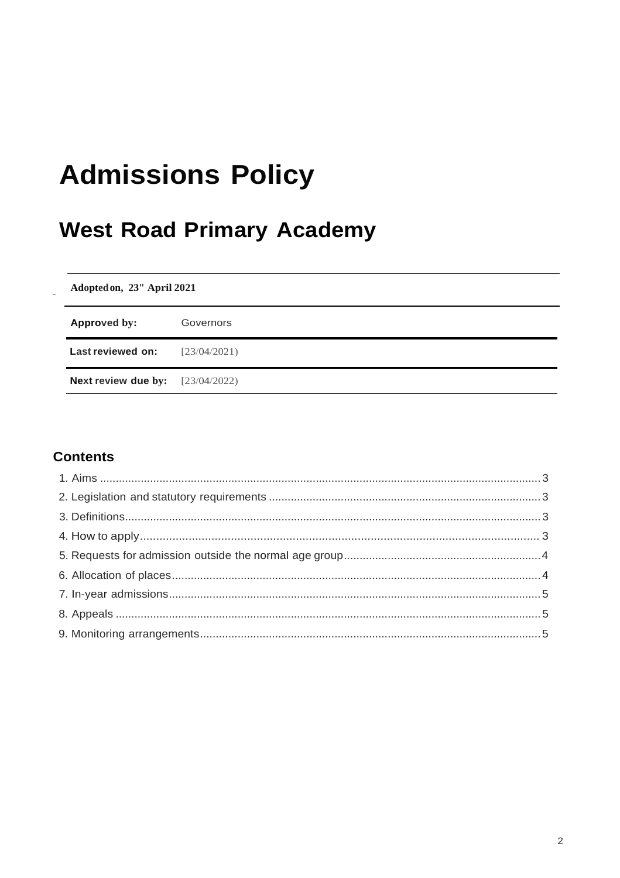# Admissions Policy

## West Road Primary Academy

**Adopted on, 23" April 2021**

| | |
|---|---|
| **Approved by:** | Governors |
| **Last reviewed on:** | [23/04/2021) |
| **Next review due by:** | [23/04/2022) |

### Contents

1. Aims ........................................................ 3
2. Legislation and statutory requirements ........................................................ 3
3. Definitions ........................................................ 3
4. How to apply ........................................................ 3
5. Requests for admission outside the normal age group ........................................................ 4
6. Allocation of places ........................................................ 4
7. In-year admissions ........................................................ 5
8. Appeals ........................................................ 5
9. Monitoring arrangements ........................................................ 5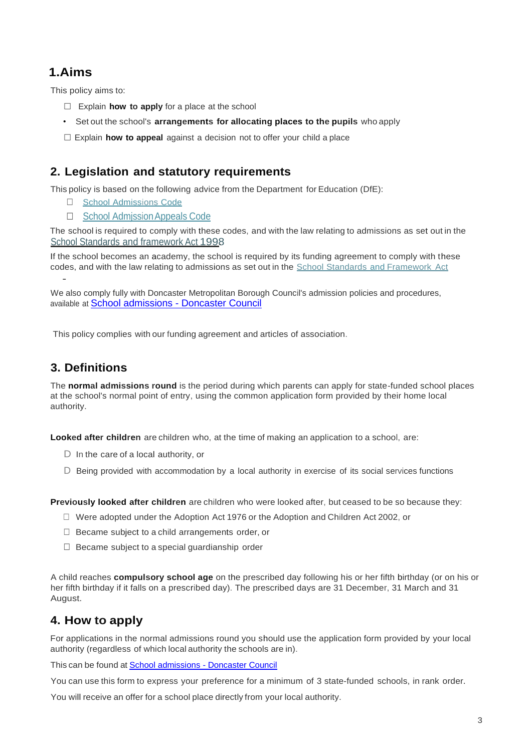## 1. Aims

This policy aims to:

- Explain **how to apply** for a place at the school
- Set out the school's **arrangements for allocating places to the pupils** who apply
- Explain **how to appeal** against a decision not to offer your child a place

## 2. Legislation and statutory requirements

This policy is based on the following advice from the Department for Education (DfE):

- School Admissions Code
- School Admission Appeals Code

The school is required to comply with these codes, and with the law relating to admissions as set out in the School Standards and framework Act 1998

If the school becomes an academy, the school is required by its funding agreement to comply with these codes, and with the law relating to admissions as set out in the School Standards and Framework Act

We also comply fully with Doncaster Metropolitan Borough Council's admission policies and procedures, available at School admissions - Doncaster Council

This policy complies with our funding agreement and articles of association.

## 3. Definitions

The **normal admissions round** is the period during which parents can apply for state-funded school places at the school's normal point of entry, using the common application form provided by their home local authority.

**Looked after children** are children who, at the time of making an application to a school, are:

- In the care of a local authority, or
- Being provided with accommodation by a local authority in exercise of its social services functions

**Previously looked after children** are children who were looked after, but ceased to be so because they:

- Were adopted under the Adoption Act 1976 or the Adoption and Children Act 2002, or
- Became subject to a child arrangements order, or
- Became subject to a special guardianship order

A child reaches **compulsory school age** on the prescribed day following his or her fifth birthday (or on his or her fifth birthday if it falls on a prescribed day). The prescribed days are 31 December, 31 March and 31 August.

## 4. How to apply

For applications in the normal admissions round you should use the application form provided by your local authority (regardless of which local authority the schools are in).

This can be found at School admissions - Doncaster Council

You can use this form to express your preference for a minimum of 3 state-funded schools, in rank order.

You will receive an offer for a school place directly from your local authority.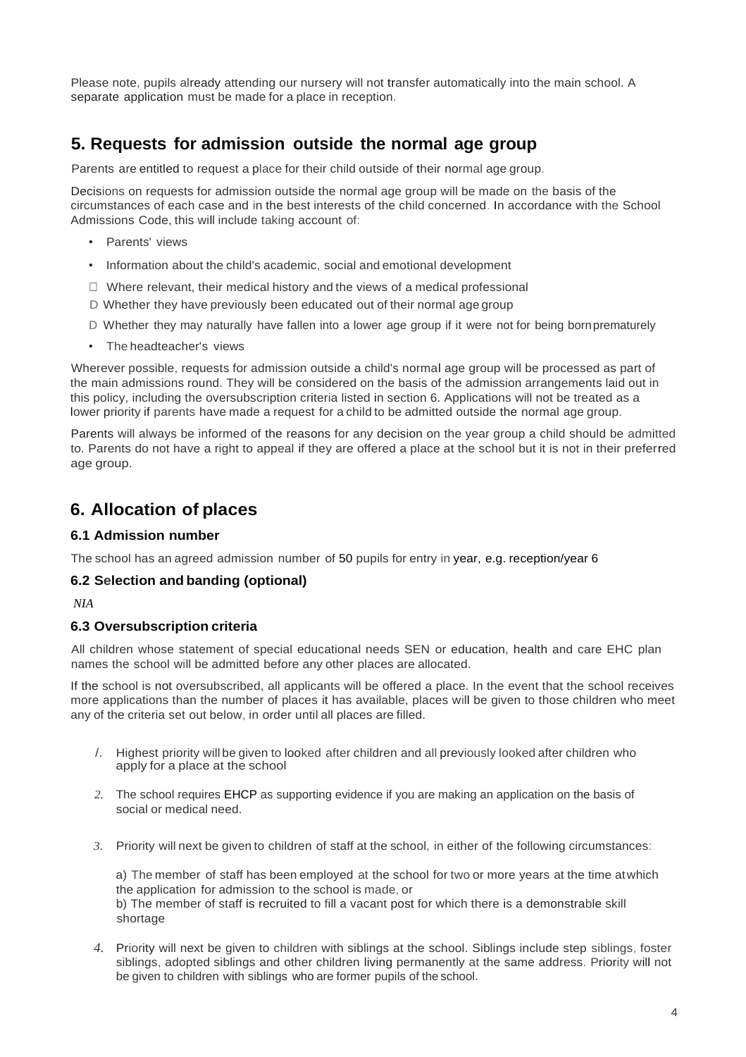Please note, pupils already attending our nursery will not transfer automatically into the main school. A separate application must be made for a place in reception.

## 5. Requests for admission outside the normal age group

Parents are entitled to request a place for their child outside of their normal age group.

Decisions on requests for admission outside the normal age group will be made on the basis of the circumstances of each case and in the best interests of the child concerned. In accordance with the School Admissions Code, this will include taking account of:

- Parents' views
- Information about the child's academic, social and emotional development
- Where relevant, their medical history and the views of a medical professional
- Whether they have previously been educated out of their normal age group
- Whether they may naturally have fallen into a lower age group if it were not for being born prematurely
- The headteacher's views

Wherever possible, requests for admission outside a child's normal age group will be processed as part of the main admissions round. They will be considered on the basis of the admission arrangements laid out in this policy, including the oversubscription criteria listed in section 6. Applications will not be treated as a lower priority if parents have made a request for a child to be admitted outside the normal age group.

Parents will always be informed of the reasons for any decision on the year group a child should be admitted to. Parents do not have a right to appeal if they are offered a place at the school but it is not in their preferred age group.

## 6. Allocation of places

### 6.1 Admission number

The school has an agreed admission number of 50 pupils for entry in year, e.g. reception/year 6

### 6.2 Selection and banding (optional)

*NIA*

### 6.3 Oversubscription criteria

All children whose statement of special educational needs SEN or education, health and care EHC plan names the school will be admitted before any other places are allocated.

If the school is not oversubscribed, all applicants will be offered a place. In the event that the school receives more applications than the number of places it has available, places will be given to those children who meet any of the criteria set out below, in order until all places are filled.

1. Highest priority will be given to looked after children and all previously looked after children who apply for a place at the school
2. The school requires EHCP as supporting evidence if you are making an application on the basis of social or medical need.
3. Priority will next be given to children of staff at the school, in either of the following circumstances:

   a) The member of staff has been employed at the school for two or more years at the time at which the application for admission to the school is made, or
   b) The member of staff is recruited to fill a vacant post for which there is a demonstrable skill shortage

4. Priority will next be given to children with siblings at the school. Siblings include step siblings, foster siblings, adopted siblings and other children living permanently at the same address. Priority will not be given to children with siblings who are former pupils of the school.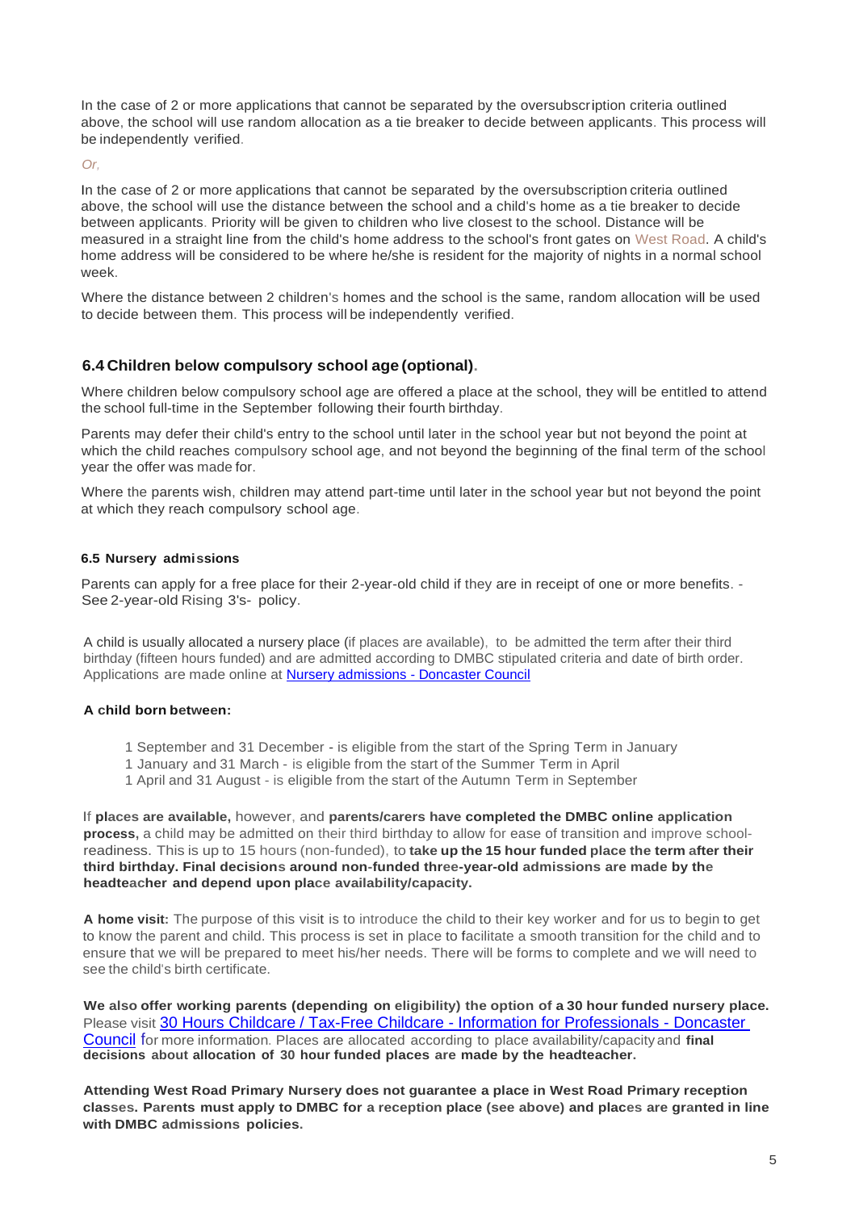In the case of 2 or more applications that cannot be separated by the oversubscription criteria outlined above, the school will use random allocation as a tie breaker to decide between applicants. This process will be independently verified.

*Or,*

In the case of 2 or more applications that cannot be separated by the oversubscription criteria outlined above, the school will use the distance between the school and a child's home as a tie breaker to decide between applicants. Priority will be given to children who live closest to the school. Distance will be measured in a straight line from the child's home address to the school's front gates on West Road. A child's home address will be considered to be where he/she is resident for the majority of nights in a normal school week.

Where the distance between 2 children's homes and the school is the same, random allocation will be used to decide between them. This process will be independently verified.

## 6.4 Children below compulsory school age (optional).

Where children below compulsory school age are offered a place at the school, they will be entitled to attend the school full-time in the September following their fourth birthday.

Parents may defer their child's entry to the school until later in the school year but not beyond the point at which the child reaches compulsory school age, and not beyond the beginning of the final term of the school year the offer was made for.

Where the parents wish, children may attend part-time until later in the school year but not beyond the point at which they reach compulsory school age.

### 6.5 Nursery admissions

Parents can apply for a free place for their 2-year-old child if they are in receipt of one or more benefits. - See 2-year-old Rising 3's- policy.

A child is usually allocated a nursery place (if places are available), to be admitted the term after their third birthday (fifteen hours funded) and are admitted according to DMBC stipulated criteria and date of birth order. Applications are made online at [Nursery admissions - Doncaster Council]()

**A child born between:**

- 1 September and 31 December - is eligible from the start of the Spring Term in January
- 1 January and 31 March - is eligible from the start of the Summer Term in April
- 1 April and 31 August - is eligible from the start of the Autumn Term in September

If **places are available,** however, and **parents/carers have completed the DMBC online application process,** a child may be admitted on their third birthday to allow for ease of transition and improve school-readiness. This is up to 15 hours (non-funded), to **take up the 15 hour funded place the term after their third birthday. Final decisions around non-funded three-year-old admissions are made by the headteacher and depend upon place availability/capacity.**

**A home visit:** The purpose of this visit is to introduce the child to their key worker and for us to begin to get to know the parent and child. This process is set in place to facilitate a smooth transition for the child and to ensure that we will be prepared to meet his/her needs. There will be forms to complete and we will need to see the child's birth certificate.

**We also offer working parents (depending on eligibility) the option of a 30 hour funded nursery place.** Please visit [30 Hours Childcare / Tax-Free Childcare - Information for Professionals - Doncaster Council]() for more information. Places are allocated according to place availability/capacity and **final decisions about allocation of 30 hour funded places are made by the headteacher.**

**Attending West Road Primary Nursery does not guarantee a place in West Road Primary reception classes. Parents must apply to DMBC for a reception place (see above) and places are granted in line with DMBC admissions policies.**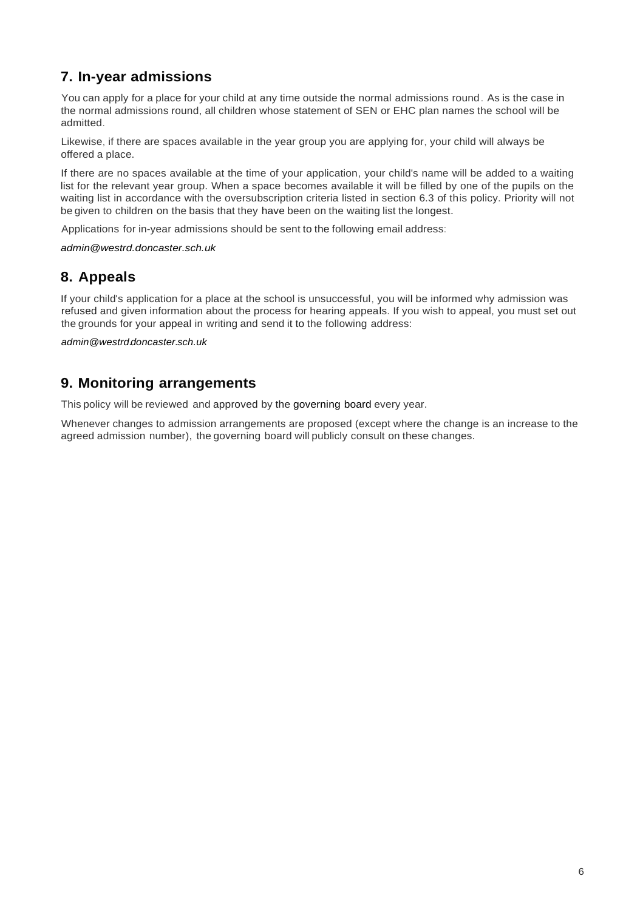## 7. In-year admissions

You can apply for a place for your child at any time outside the normal admissions round. As is the case in the normal admissions round, all children whose statement of SEN or EHC plan names the school will be admitted.

Likewise, if there are spaces available in the year group you are applying for, your child will always be offered a place.

If there are no spaces available at the time of your application, your child's name will be added to a waiting list for the relevant year group. When a space becomes available it will be filled by one of the pupils on the waiting list in accordance with the oversubscription criteria listed in section 6.3 of this policy. Priority will not be given to children on the basis that they have been on the waiting list the longest.

Applications for in-year admissions should be sent to the following email address:

*admin@westrd.doncaster.sch.uk*

## 8. Appeals

If your child's application for a place at the school is unsuccessful, you will be informed why admission was refused and given information about the process for hearing appeals. If you wish to appeal, you must set out the grounds for your appeal in writing and send it to the following address:

*admin@westrd.doncaster.sch.uk*

## 9. Monitoring arrangements

This policy will be reviewed and approved by the governing board every year.

Whenever changes to admission arrangements are proposed (except where the change is an increase to the agreed admission number), the governing board will publicly consult on these changes.